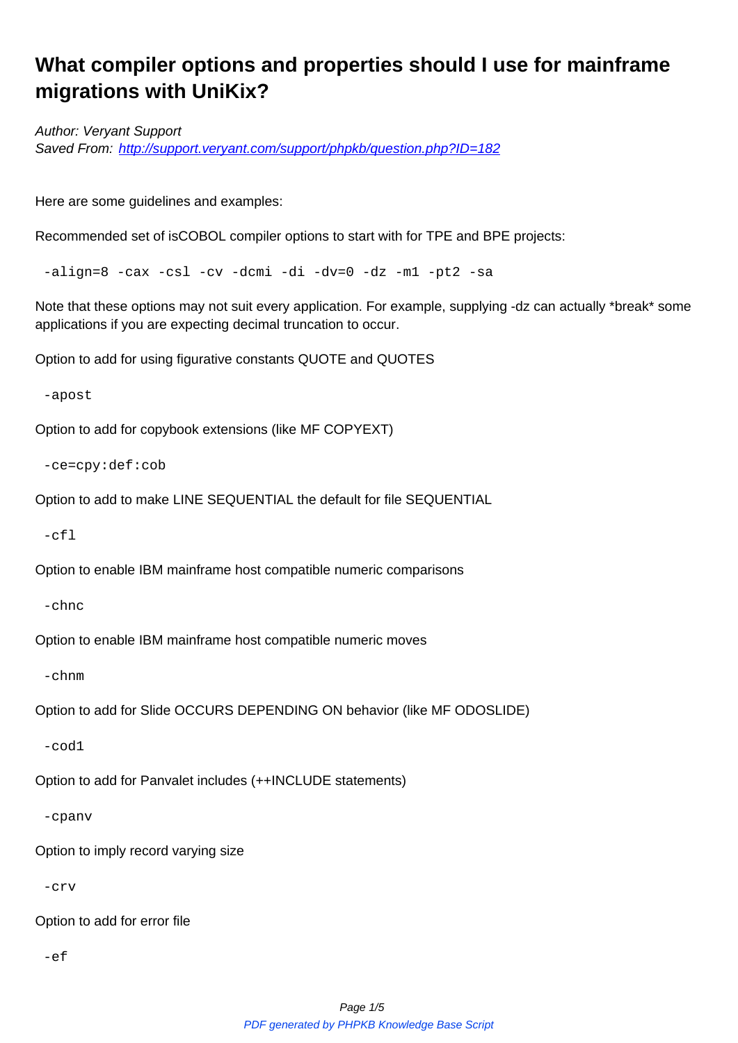# What compiler options and properties should I use for mainframe migrations with UniKix?

*Author: Veryant Support*
*Saved From: [http://support.veryant.com/support/phpkb/question.php?ID=182](http://support.veryant.com/support/phpkb/question.php?ID=182)*

Here are some guidelines and examples:

Recommended set of isCOBOL compiler options to start with for TPE and BPE projects:

```
-align=8 -cax -csl -cv -dcmi -di -dv=0 -dz -m1 -pt2 -sa
```

Note that these options may not suit every application. For example, supplying -dz can actually *break* some applications if you are expecting decimal truncation to occur.

Option to add for using figurative constants QUOTE and QUOTES

```
-apost
```

Option to add for copybook extensions (like MF COPYEXT)

```
-ce=cpy:def:cob
```

Option to add to make LINE SEQUENTIAL the default for file SEQUENTIAL

```
-cfl
```

Option to enable IBM mainframe host compatible numeric comparisons

```
-chnc
```

Option to enable IBM mainframe host compatible numeric moves

```
-chnm
```

Option to add for Slide OCCURS DEPENDING ON behavior (like MF ODOSLIDE)

```
-cod1
```

Option to add for Panvalet includes (++INCLUDE statements)

```
-cpanv
```

Option to imply record varying size

```
-crv
```

Option to add for error file

```
-ef
```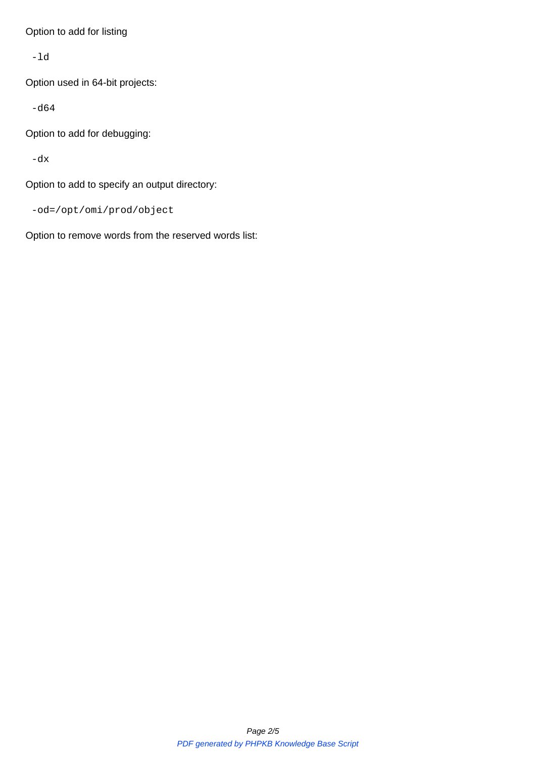Option to add for listing

```
-ld
```

Option used in 64-bit projects:

```
-d64
```

Option to add for debugging:

```
-dx
```

Option to add to specify an output directory:

```
-od=/opt/omi/prod/object
```

Option to remove words from the reserved words list: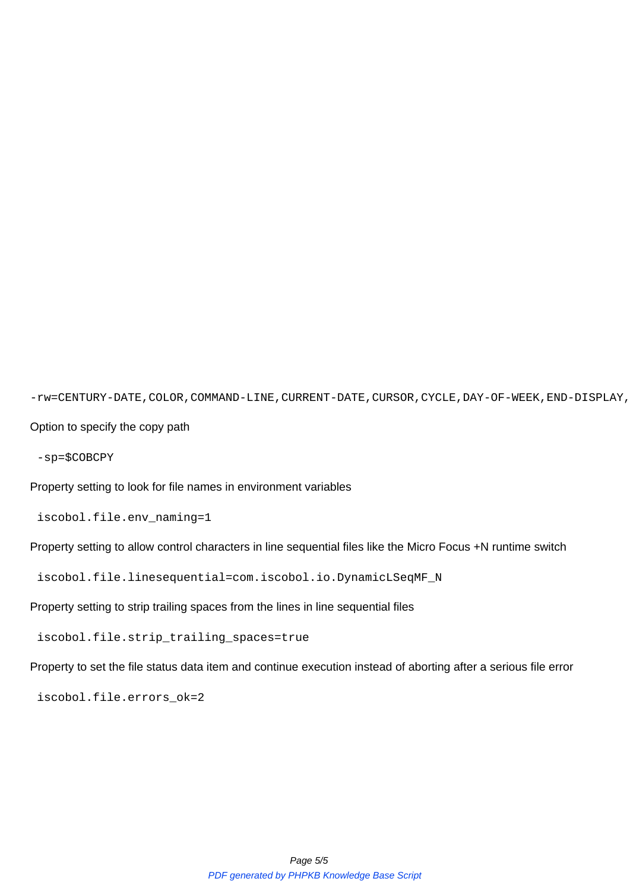```
-rw=CENTURY-DATE,COLOR,COMMAND-LINE,CURRENT-DATE,CURSOR,CYCLE,DAY-OF-WEEK,END-DISPLAY,
```

Option to specify the copy path

```
-sp=$COBCPY
```

Property setting to look for file names in environment variables

```
iscobol.file.env_naming=1
```

Property setting to allow control characters in line sequential files like the Micro Focus +N runtime switch

```
iscobol.file.linesequential=com.iscobol.io.DynamicLSeqMF_N
```

Property setting to strip trailing spaces from the lines in line sequential files

```
iscobol.file.strip_trailing_spaces=true
```

Property to set the file status data item and continue execution instead of aborting after a serious file error

```
iscobol.file.errors_ok=2
```